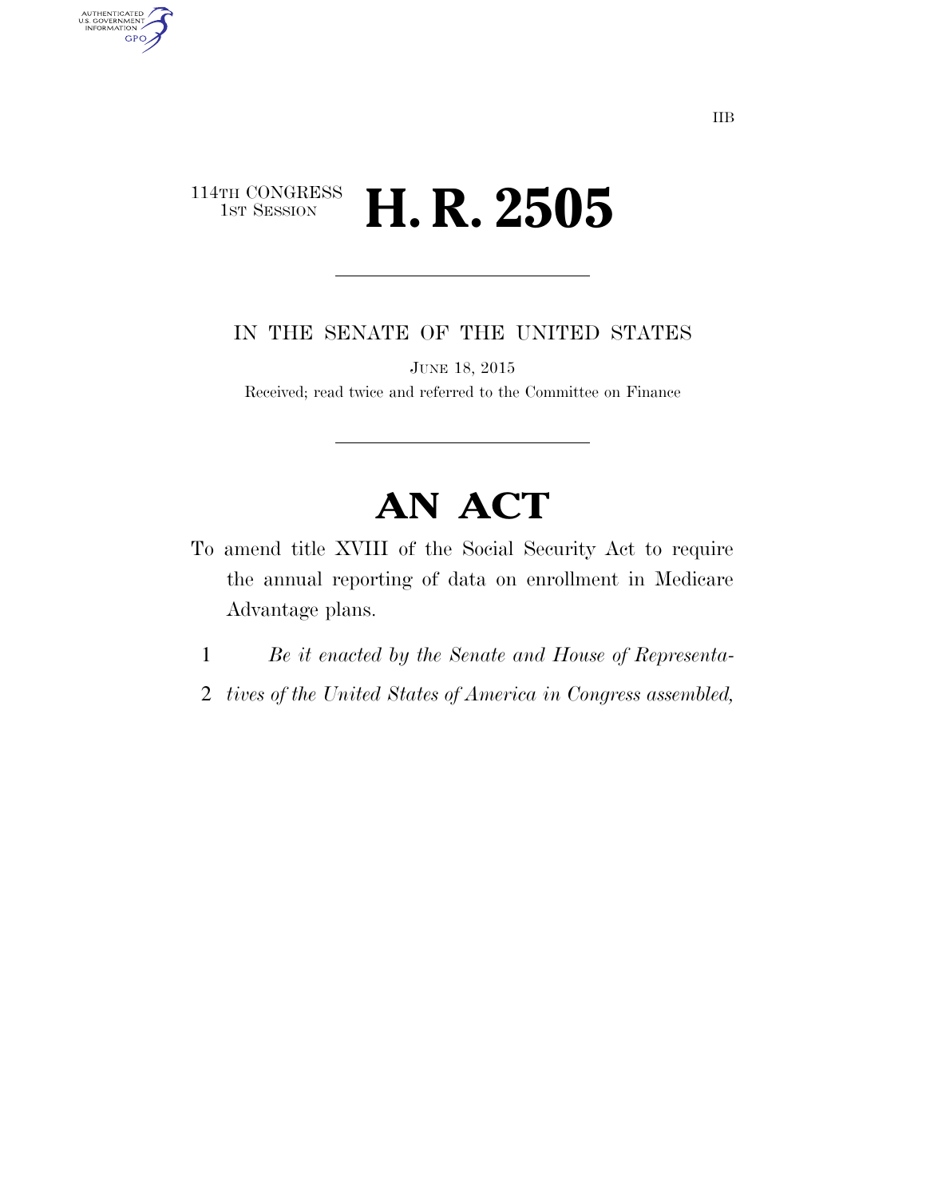IIB

114TH CONGRESS
1ST SESSION

# H. R. 2505

IN THE SENATE OF THE UNITED STATES

JUNE 18, 2015

Received; read twice and referred to the Committee on Finance

# AN ACT

To amend title XVIII of the Social Security Act to require the annual reporting of data on enrollment in Medicare Advantage plans.

1 *Be it enacted by the Senate and House of Representa-*
2 *tives of the United States of America in Congress assembled,*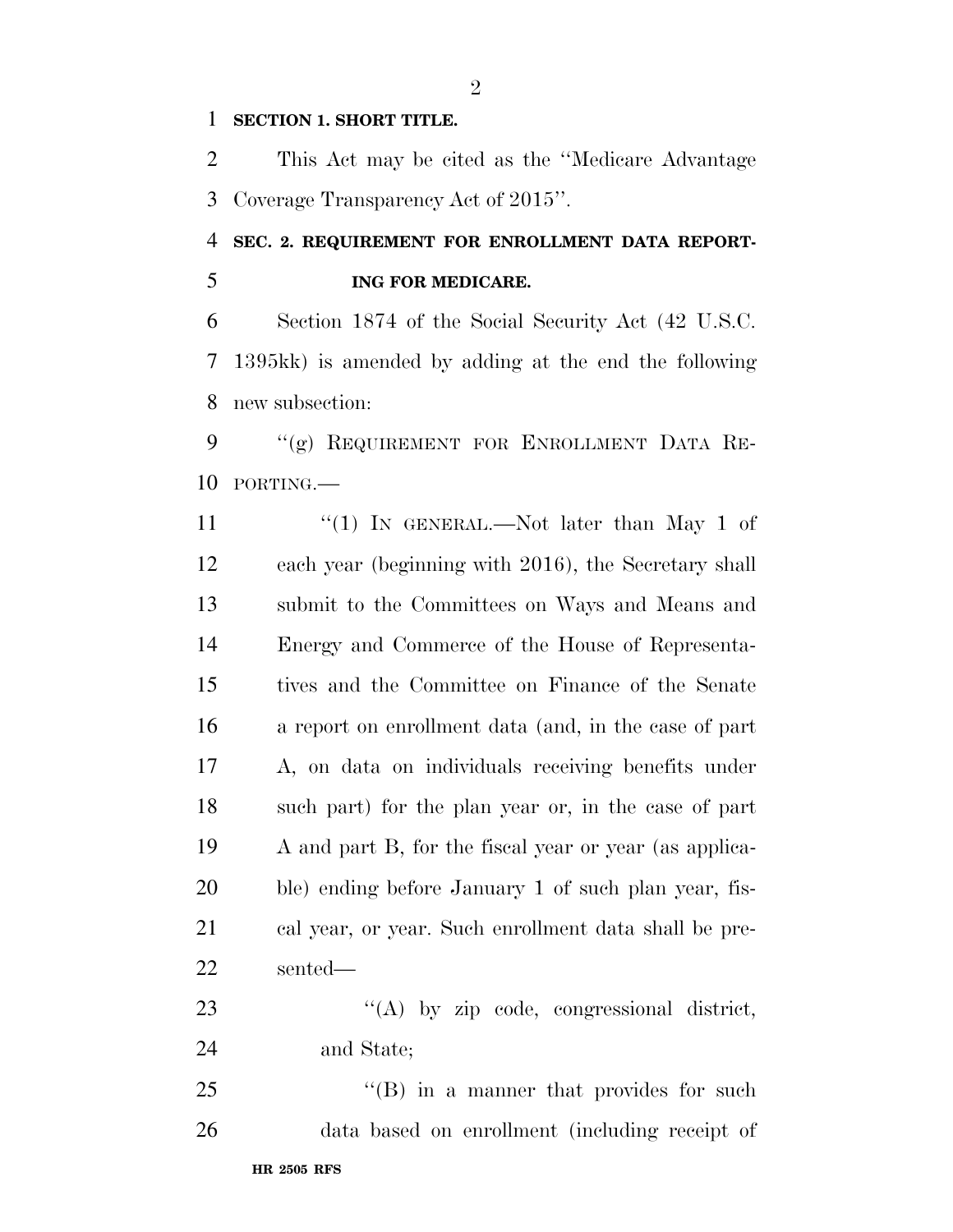**SECTION 1. SHORT TITLE.**

This Act may be cited as the ''Medicare Advantage Coverage Transparency Act of 2015''.

**SEC. 2. REQUIREMENT FOR ENROLLMENT DATA REPORTING FOR MEDICARE.**

Section 1874 of the Social Security Act (42 U.S.C. 1395kk) is amended by adding at the end the following new subsection:

''(g) REQUIREMENT FOR ENROLLMENT DATA REPORTING.—

''(1) IN GENERAL.—Not later than May 1 of each year (beginning with 2016), the Secretary shall submit to the Committees on Ways and Means and Energy and Commerce of the House of Representatives and the Committee on Finance of the Senate a report on enrollment data (and, in the case of part A, on data on individuals receiving benefits under such part) for the plan year or, in the case of part A and part B, for the fiscal year or year (as applicable) ending before January 1 of such plan year, fiscal year, or year. Such enrollment data shall be presented—

''(A) by zip code, congressional district, and State;

''(B) in a manner that provides for such data based on enrollment (including receipt of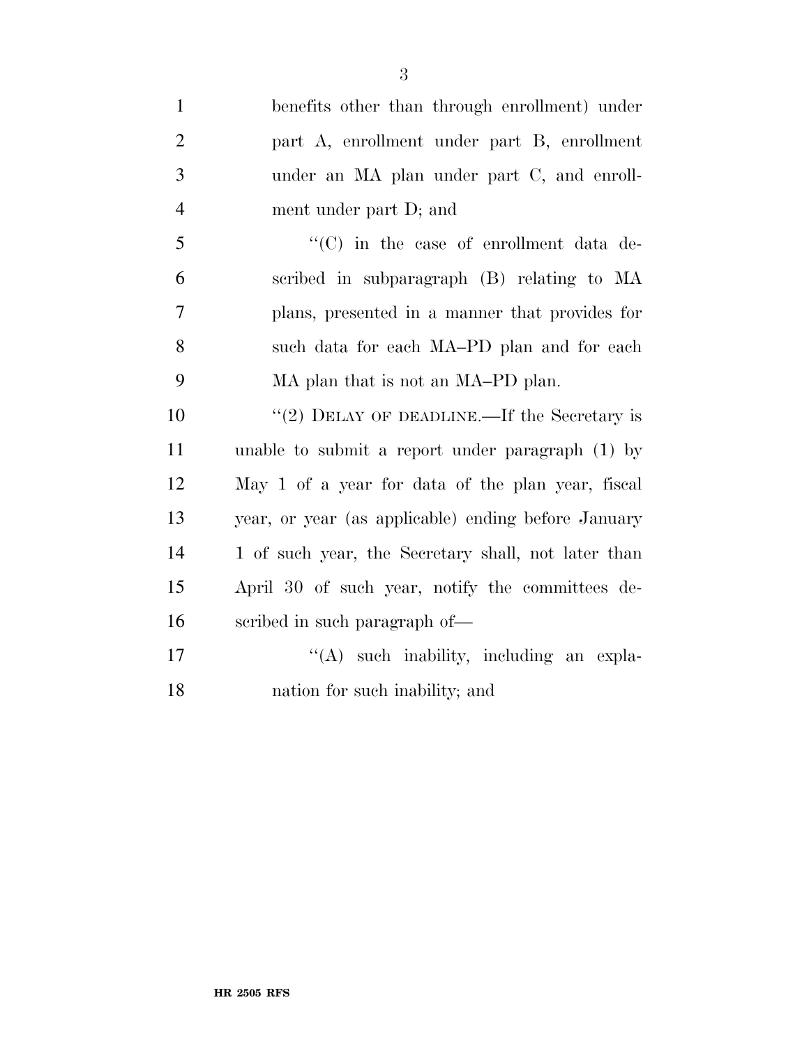benefits other than through enrollment) under part A, enrollment under part B, enrollment under an MA plan under part C, and enrollment under part D; and

"(C) in the case of enrollment data described in subparagraph (B) relating to MA plans, presented in a manner that provides for such data for each MA–PD plan and for each MA plan that is not an MA–PD plan.

"(2) DELAY OF DEADLINE.—If the Secretary is unable to submit a report under paragraph (1) by May 1 of a year for data of the plan year, fiscal year, or year (as applicable) ending before January 1 of such year, the Secretary shall, not later than April 30 of such year, notify the committees described in such paragraph of—

"(A) such inability, including an explanation for such inability; and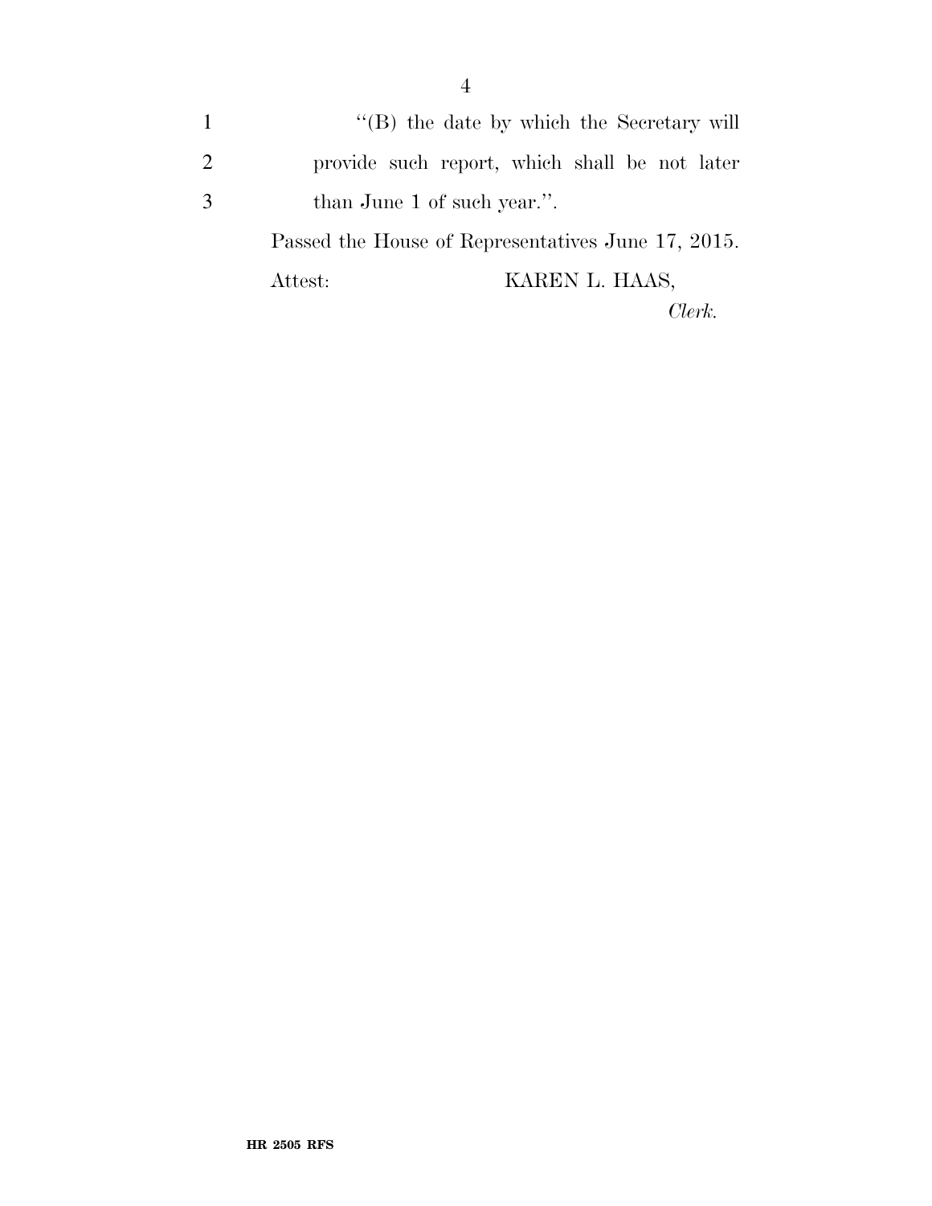"(B) the date by which the Secretary will provide such report, which shall be not later than June 1 of such year.".

Passed the House of Representatives June 17, 2015.

Attest: KAREN L. HAAS,

*Clerk.*